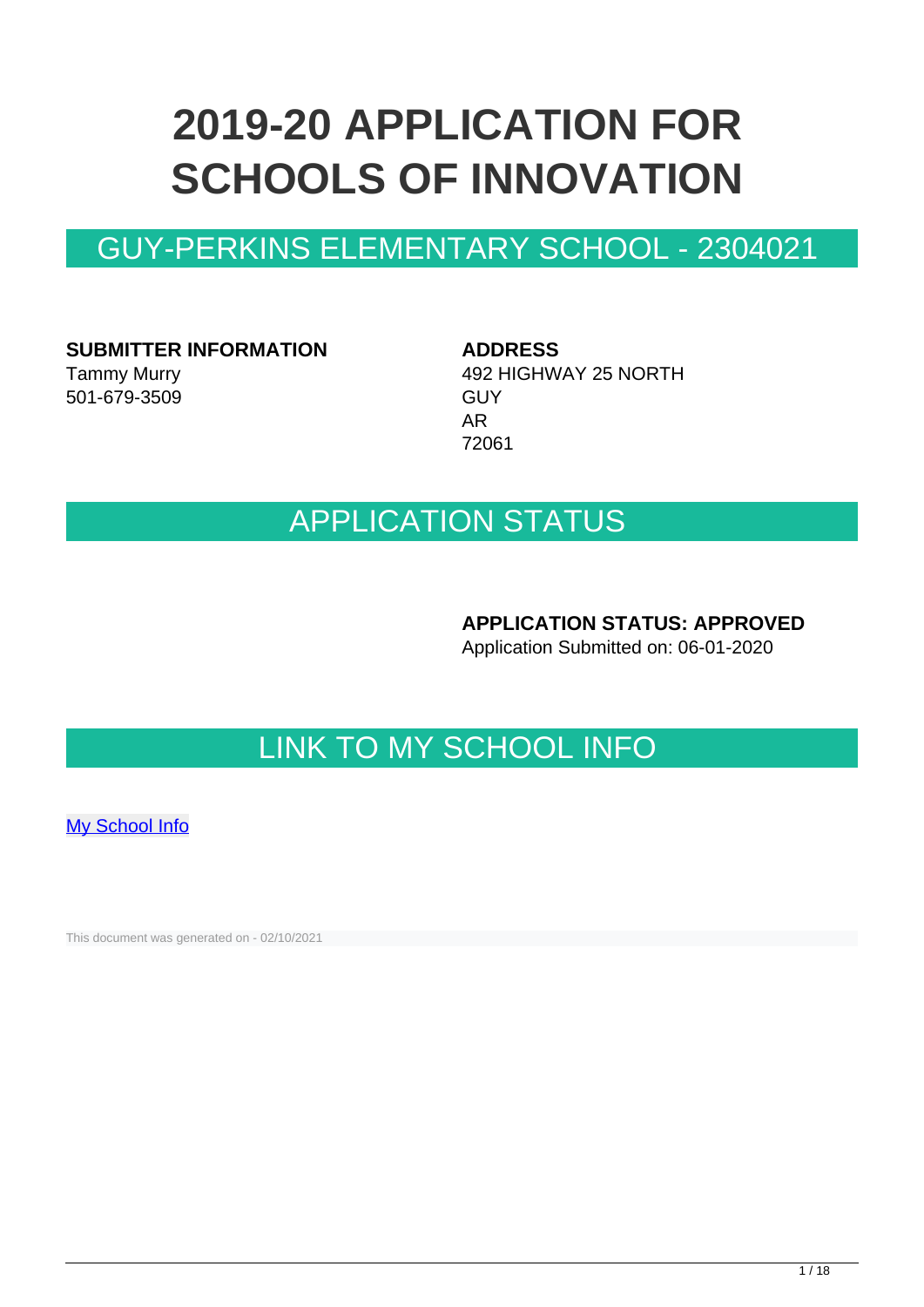# 2019-20 APPLICATION FOR SCHOOLS OF INNOVATION

## GUY-PERKINS ELEMENTARY SCHOOL - 2304021

**SUBMITTER INFORMATION**

Tammy Murry
501-679-3509

**ADDRESS**

492 HIGHWAY 25 NORTH
GUY
AR
72061

## APPLICATION STATUS

**APPLICATION STATUS: APPROVED**

Application Submitted on: 06-01-2020

## LINK TO MY SCHOOL INFO

[My School Info]

This document was generated on - 02/10/2021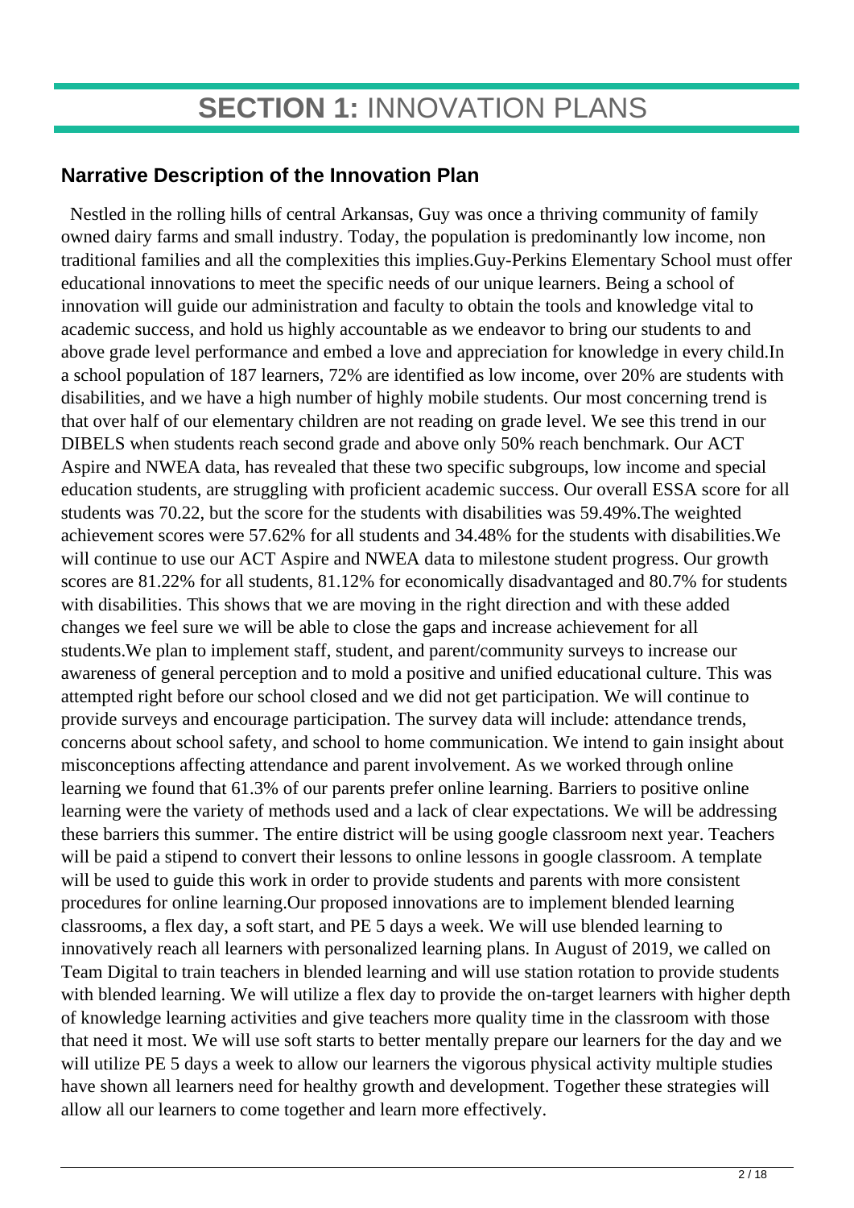# **SECTION 1:** INNOVATION PLANS

### Narrative Description of the Innovation Plan

Nestled in the rolling hills of central Arkansas, Guy was once a thriving community of family owned dairy farms and small industry. Today, the population is predominantly low income, non traditional families and all the complexities this implies.Guy-Perkins Elementary School must offer educational innovations to meet the specific needs of our unique learners. Being a school of innovation will guide our administration and faculty to obtain the tools and knowledge vital to academic success, and hold us highly accountable as we endeavor to bring our students to and above grade level performance and embed a love and appreciation for knowledge in every child.In a school population of 187 learners, 72% are identified as low income, over 20% are students with disabilities, and we have a high number of highly mobile students. Our most concerning trend is that over half of our elementary children are not reading on grade level. We see this trend in our DIBELS when students reach second grade and above only 50% reach benchmark. Our ACT Aspire and NWEA data, has revealed that these two specific subgroups, low income and special education students, are struggling with proficient academic success. Our overall ESSA score for all students was 70.22, but the score for the students with disabilities was 59.49%.The weighted achievement scores were 57.62% for all students and 34.48% for the students with disabilities.We will continue to use our ACT Aspire and NWEA data to milestone student progress. Our growth scores are 81.22% for all students, 81.12% for economically disadvantaged and 80.7% for students with disabilities. This shows that we are moving in the right direction and with these added changes we feel sure we will be able to close the gaps and increase achievement for all students.We plan to implement staff, student, and parent/community surveys to increase our awareness of general perception and to mold a positive and unified educational culture. This was attempted right before our school closed and we did not get participation. We will continue to provide surveys and encourage participation. The survey data will include: attendance trends, concerns about school safety, and school to home communication. We intend to gain insight about misconceptions affecting attendance and parent involvement. As we worked through online learning we found that 61.3% of our parents prefer online learning. Barriers to positive online learning were the variety of methods used and a lack of clear expectations. We will be addressing these barriers this summer. The entire district will be using google classroom next year. Teachers will be paid a stipend to convert their lessons to online lessons in google classroom. A template will be used to guide this work in order to provide students and parents with more consistent procedures for online learning.Our proposed innovations are to implement blended learning classrooms, a flex day, a soft start, and PE 5 days a week. We will use blended learning to innovatively reach all learners with personalized learning plans. In August of 2019, we called on Team Digital to train teachers in blended learning and will use station rotation to provide students with blended learning. We will utilize a flex day to provide the on-target learners with higher depth of knowledge learning activities and give teachers more quality time in the classroom with those that need it most. We will use soft starts to better mentally prepare our learners for the day and we will utilize PE 5 days a week to allow our learners the vigorous physical activity multiple studies have shown all learners need for healthy growth and development. Together these strategies will allow all our learners to come together and learn more effectively.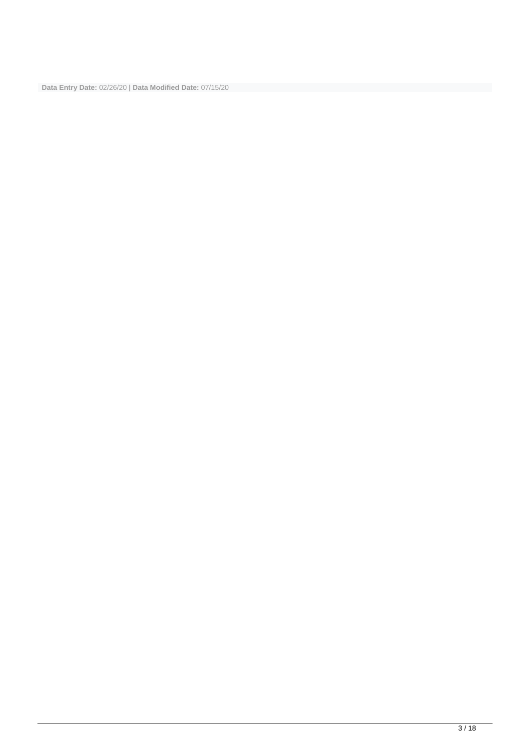**Data Entry Date:** 02/26/20 | **Data Modified Date:** 07/15/20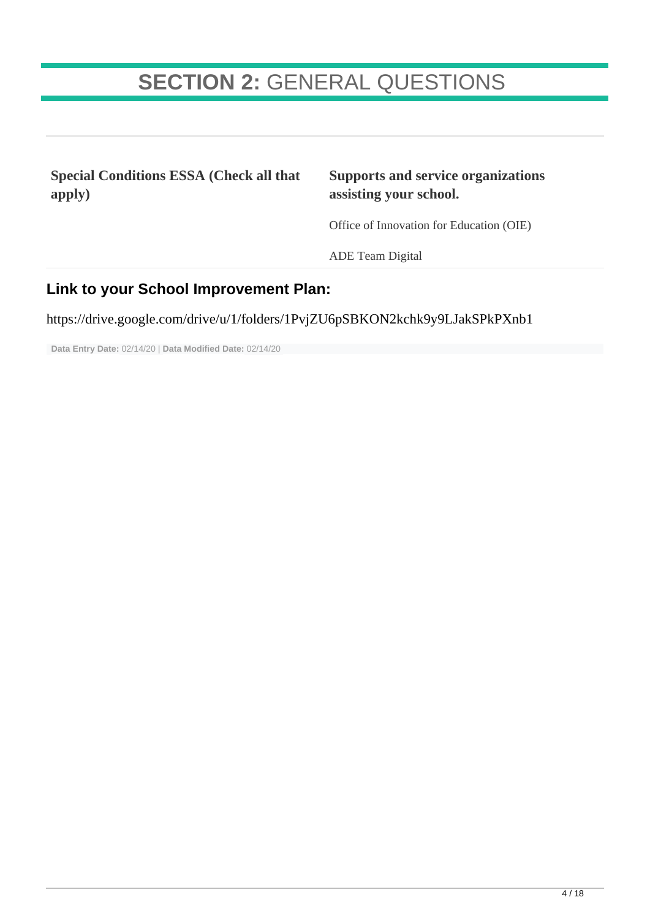# SECTION 2: GENERAL QUESTIONS

| Special Conditions ESSA (Check all that apply) | Supports and service organizations assisting your school. |
| --- | --- |
| | Office of Innovation for Education (OIE) |
| | ADE Team Digital |

## Link to your School Improvement Plan:

https://drive.google.com/drive/u/1/folders/1PvjZU6pSBKON2kchk9y9LJakSPkPXnb1

**Data Entry Date:** 02/14/20 | **Data Modified Date:** 02/14/20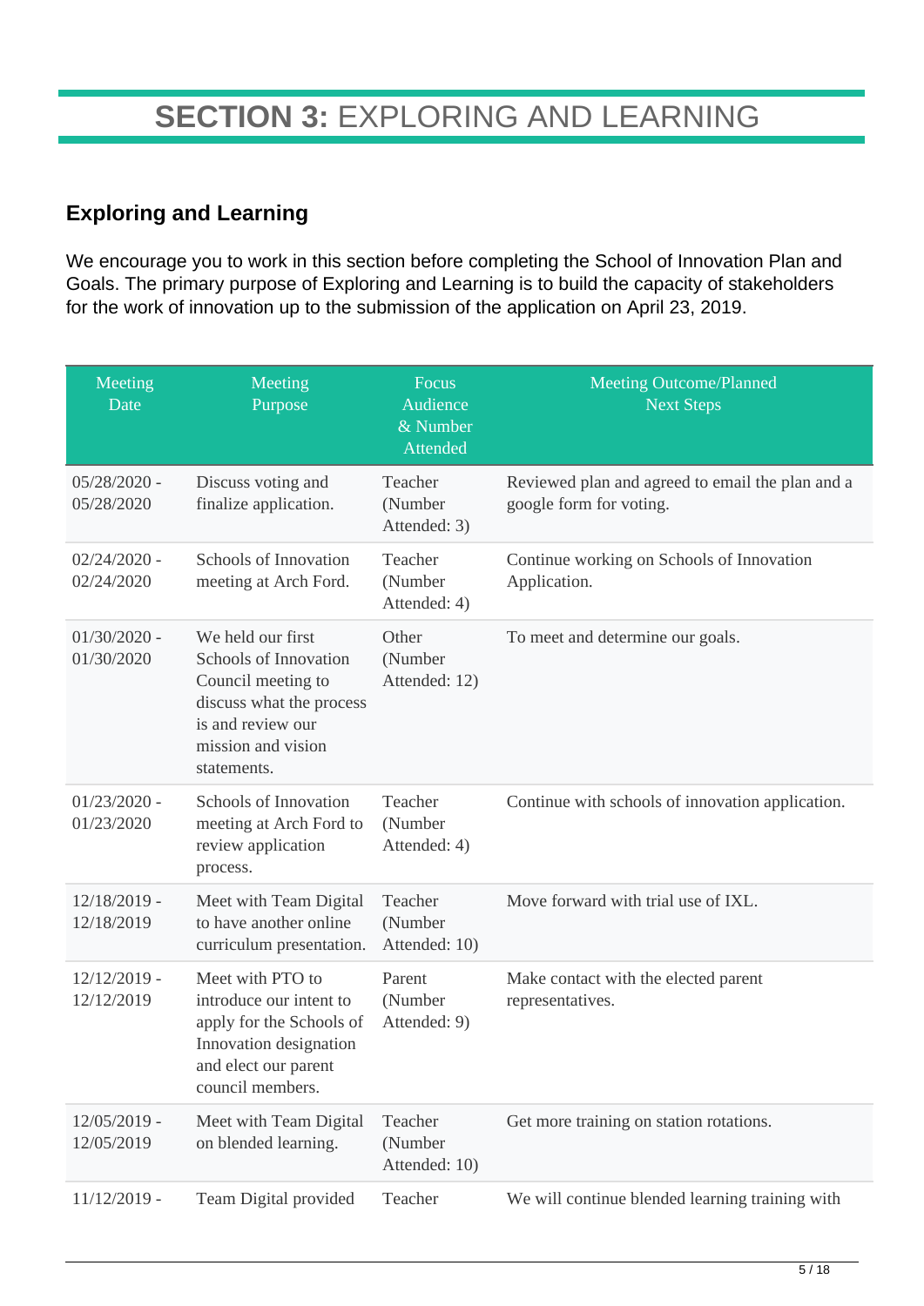# **SECTION 3:** EXPLORING AND LEARNING

## Exploring and Learning

We encourage you to work in this section before completing the School of Innovation Plan and Goals. The primary purpose of Exploring and Learning is to build the capacity of stakeholders for the work of innovation up to the submission of the application on April 23, 2019.

| Meeting Date | Meeting Purpose | Focus Audience & Number Attended | Meeting Outcome/Planned Next Steps |
|---|---|---|---|
| 05/28/2020 - 05/28/2020 | Discuss voting and finalize application. | Teacher (Number Attended: 3) | Reviewed plan and agreed to email the plan and a google form for voting. |
| 02/24/2020 - 02/24/2020 | Schools of Innovation meeting at Arch Ford. | Teacher (Number Attended: 4) | Continue working on Schools of Innovation Application. |
| 01/30/2020 - 01/30/2020 | We held our first Schools of Innovation Council meeting to discuss what the process is and review our mission and vision statements. | Other (Number Attended: 12) | To meet and determine our goals. |
| 01/23/2020 - 01/23/2020 | Schools of Innovation meeting at Arch Ford to review application process. | Teacher (Number Attended: 4) | Continue with schools of innovation application. |
| 12/18/2019 - 12/18/2019 | Meet with Team Digital to have another online curriculum presentation. | Teacher (Number Attended: 10) | Move forward with trial use of IXL. |
| 12/12/2019 - 12/12/2019 | Meet with PTO to introduce our intent to apply for the Schools of Innovation designation and elect our parent council members. | Parent (Number Attended: 9) | Make contact with the elected parent representatives. |
| 12/05/2019 - 12/05/2019 | Meet with Team Digital on blended learning. | Teacher (Number Attended: 10) | Get more training on station rotations. |
| 11/12/2019 - | Team Digital provided | Teacher | We will continue blended learning training with |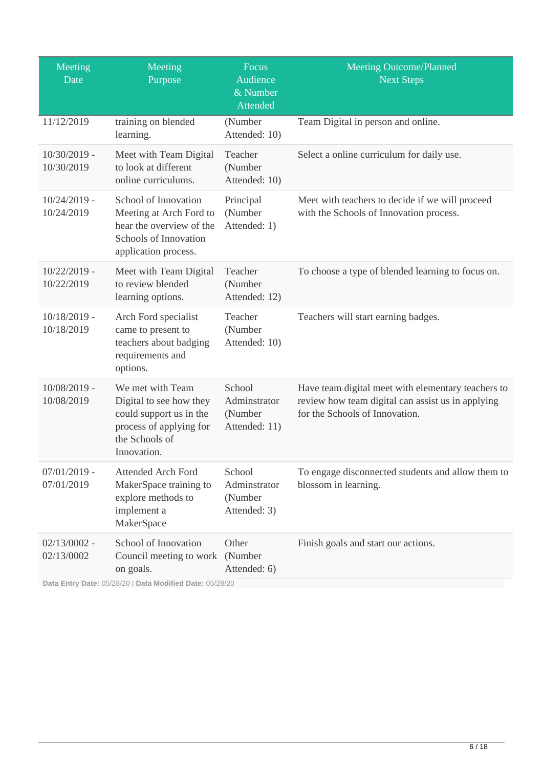| Meeting Date | Meeting Purpose | Focus Audience & Number Attended | Meeting Outcome/Planned Next Steps |
|---|---|---|---|
| 11/12/2019 | training on blended learning. | (Number Attended: 10) | Team Digital in person and online. |
| 10/30/2019 - 10/30/2019 | Meet with Team Digital to look at different online curriculums. | Teacher (Number Attended: 10) | Select a online curriculum for daily use. |
| 10/24/2019 - 10/24/2019 | School of Innovation Meeting at Arch Ford to hear the overview of the Schools of Innovation application process. | Principal (Number Attended: 1) | Meet with teachers to decide if we will proceed with the Schools of Innovation process. |
| 10/22/2019 - 10/22/2019 | Meet with Team Digital to review blended learning options. | Teacher (Number Attended: 12) | To choose a type of blended learning to focus on. |
| 10/18/2019 - 10/18/2019 | Arch Ford specialist came to present to teachers about badging requirements and options. | Teacher (Number Attended: 10) | Teachers will start earning badges. |
| 10/08/2019 - 10/08/2019 | We met with Team Digital to see how they could support us in the process of applying for the Schools of Innovation. | School Adminstrator (Number Attended: 11) | Have team digital meet with elementary teachers to review how team digital can assist us in applying for the Schools of Innovation. |
| 07/01/2019 - 07/01/2019 | Attended Arch Ford MakerSpace training to explore methods to implement a MakerSpace | School Adminstrator (Number Attended: 3) | To engage disconnected students and allow them to blossom in learning. |
| 02/13/0002 - 02/13/0002 | School of Innovation Council meeting to work on goals. | Other (Number Attended: 6) | Finish goals and start our actions. |

**Data Entry Date:** 05/28/20 | **Data Modified Date:** 05/28/20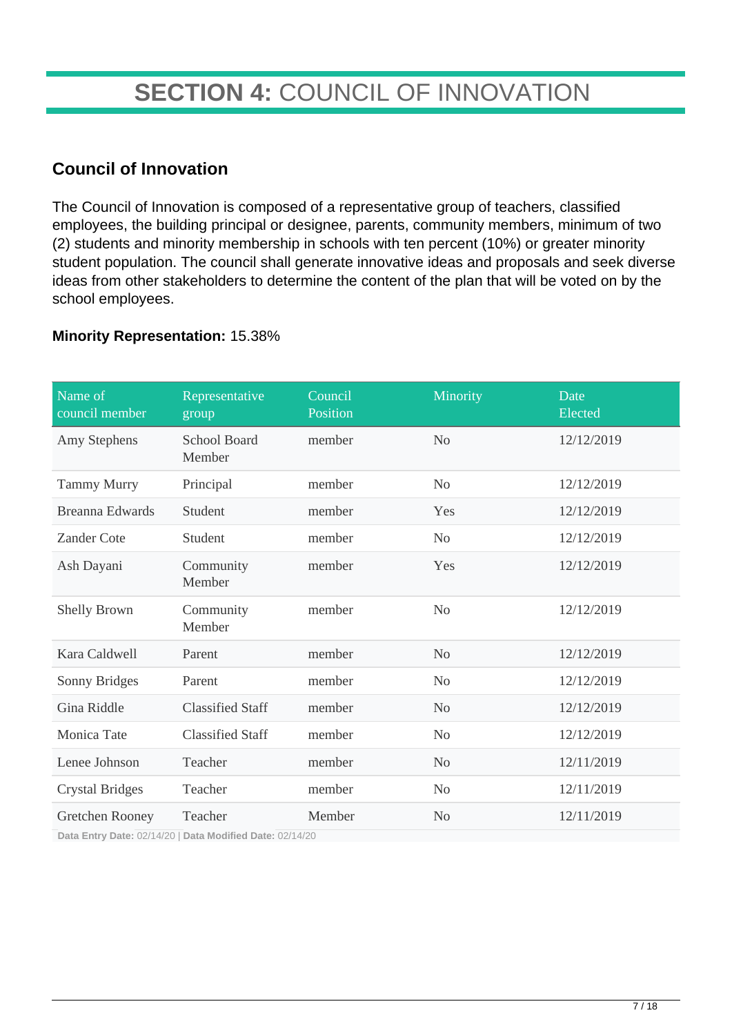# **SECTION 4:** COUNCIL OF INNOVATION

## Council of Innovation

The Council of Innovation is composed of a representative group of teachers, classified employees, the building principal or designee, parents, community members, minimum of two (2) students and minority membership in schools with ten percent (10%) or greater minority student population. The council shall generate innovative ideas and proposals and seek diverse ideas from other stakeholders to determine the content of the plan that will be voted on by the school employees.

**Minority Representation:** 15.38%

| Name of council member | Representative group | Council Position | Minority | Date Elected |
|---|---|---|---|---|
| Amy Stephens | School Board Member | member | No | 12/12/2019 |
| Tammy Murry | Principal | member | No | 12/12/2019 |
| Breanna Edwards | Student | member | Yes | 12/12/2019 |
| Zander Cote | Student | member | No | 12/12/2019 |
| Ash Dayani | Community Member | member | Yes | 12/12/2019 |
| Shelly Brown | Community Member | member | No | 12/12/2019 |
| Kara Caldwell | Parent | member | No | 12/12/2019 |
| Sonny Bridges | Parent | member | No | 12/12/2019 |
| Gina Riddle | Classified Staff | member | No | 12/12/2019 |
| Monica Tate | Classified Staff | member | No | 12/12/2019 |
| Lenee Johnson | Teacher | member | No | 12/11/2019 |
| Crystal Bridges | Teacher | member | No | 12/11/2019 |
| Gretchen Rooney | Teacher | Member | No | 12/11/2019 |

**Data Entry Date:** 02/14/20 | **Data Modified Date:** 02/14/20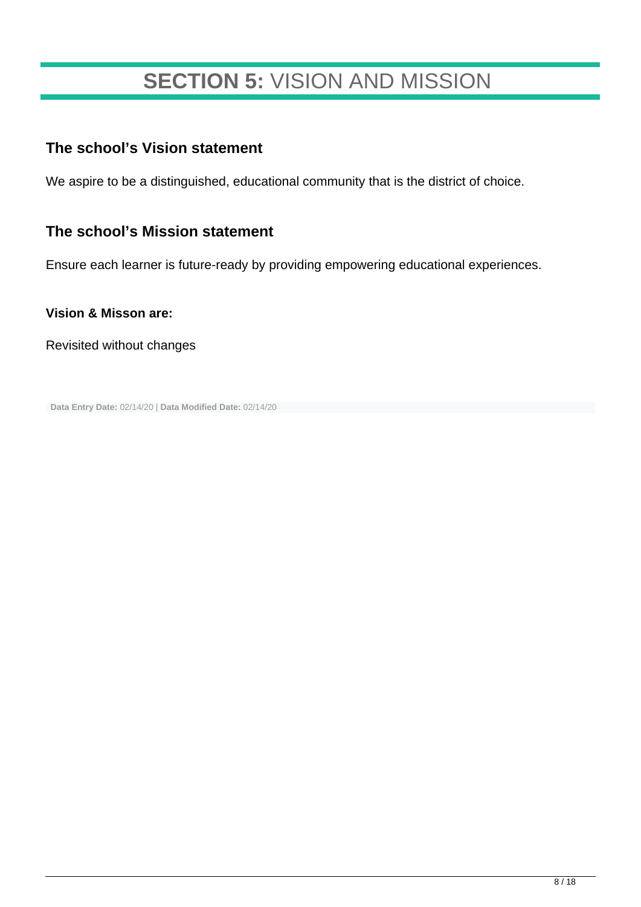# **SECTION 5:** VISION AND MISSION

## The school's Vision statement

We aspire to be a distinguished, educational community that is the district of choice.

## The school's Mission statement

Ensure each learner is future-ready by providing empowering educational experiences.

### Vision & Misson are:

Revisited without changes

**Data Entry Date:** 02/14/20 | **Data Modified Date:** 02/14/20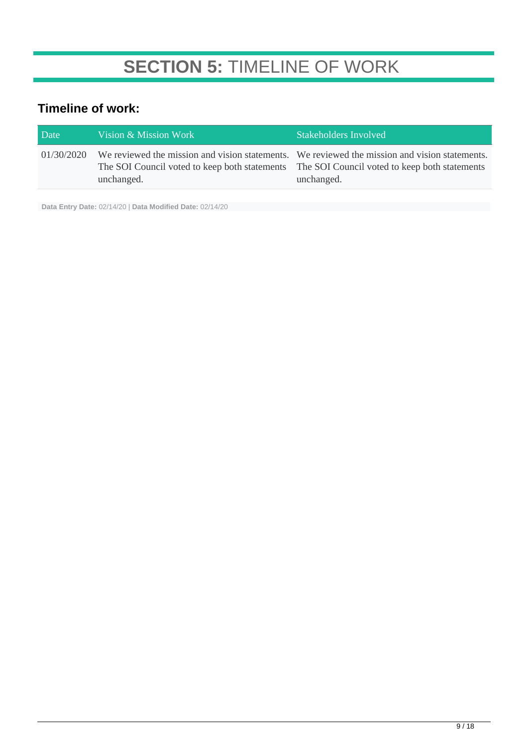# **SECTION 5:** TIMELINE OF WORK

## Timeline of work:

| Date | Vision & Mission Work | Stakeholders Involved |
|---|---|---|
| 01/30/2020 | We reviewed the mission and vision statements. The SOI Council voted to keep both statements unchanged. | We reviewed the mission and vision statements. The SOI Council voted to keep both statements unchanged. |

**Data Entry Date:** 02/14/20 | **Data Modified Date:** 02/14/20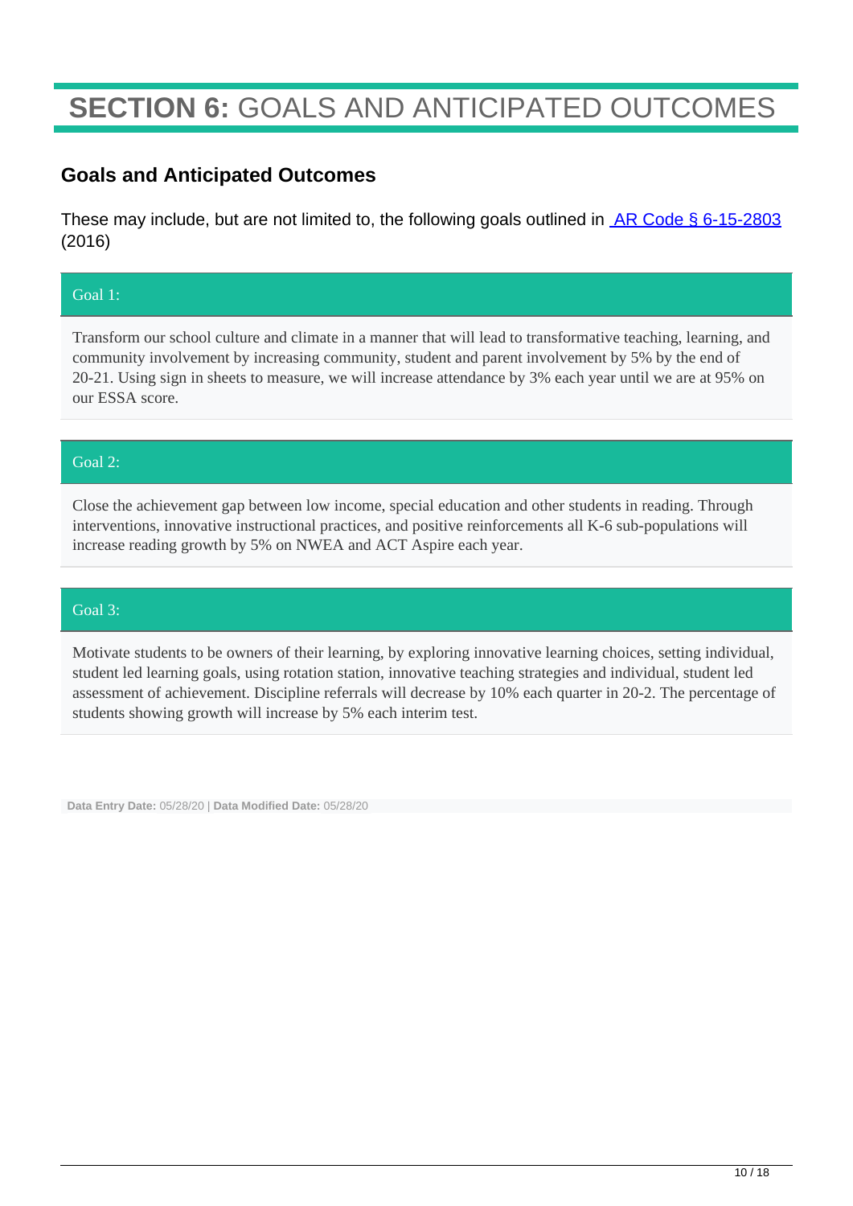# SECTION 6: GOALS AND ANTICIPATED OUTCOMES

## Goals and Anticipated Outcomes

These may include, but are not limited to, the following goals outlined in [AR Code § 6-15-2803](AR Code § 6-15-2803) (2016)

### Goal 1:

Transform our school culture and climate in a manner that will lead to transformative teaching, learning, and community involvement by increasing community, student and parent involvement by 5% by the end of 20-21. Using sign in sheets to measure, we will increase attendance by 3% each year until we are at 95% on our ESSA score.

### Goal 2:

Close the achievement gap between low income, special education and other students in reading. Through interventions, innovative instructional practices, and positive reinforcements all K-6 sub-populations will increase reading growth by 5% on NWEA and ACT Aspire each year.

### Goal 3:

Motivate students to be owners of their learning, by exploring innovative learning choices, setting individual, student led learning goals, using rotation station, innovative teaching strategies and individual, student led assessment of achievement. Discipline referrals will decrease by 10% each quarter in 20-2. The percentage of students showing growth will increase by 5% each interim test.

**Data Entry Date:** 05/28/20 | **Data Modified Date:** 05/28/20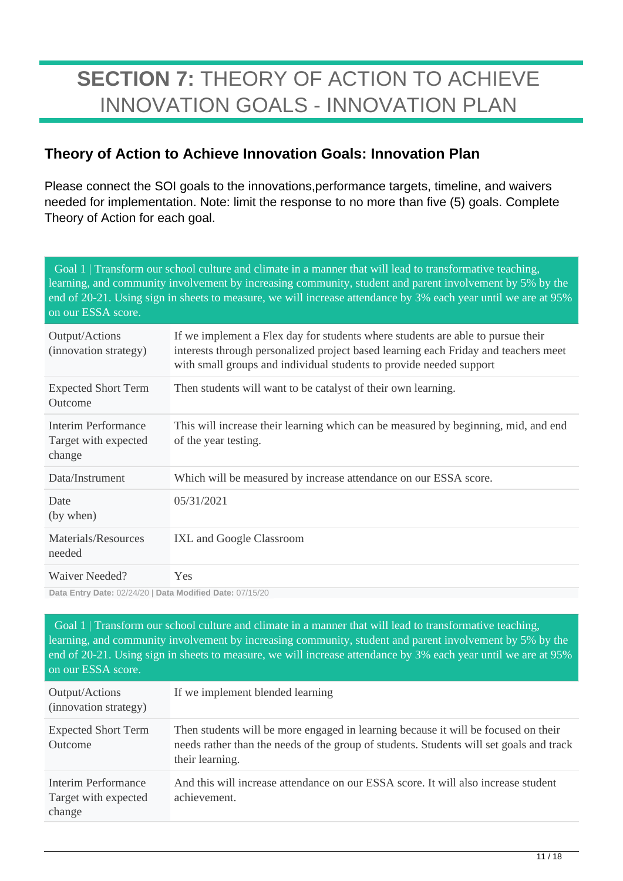# **SECTION 7:** THEORY OF ACTION TO ACHIEVE INNOVATION GOALS - INNOVATION PLAN

## Theory of Action to Achieve Innovation Goals: Innovation Plan

Please connect the SOI goals to the innovations,performance targets, timeline, and waivers needed for implementation. Note: limit the response to no more than five (5) goals. Complete Theory of Action for each goal.

| Goal 1 \| Transform our school culture and climate in a manner that will lead to transformative teaching, learning, and community involvement by increasing community, student and parent involvement by 5% by the end of 20-21. Using sign in sheets to measure, we will increase attendance by 3% each year until we are at 95% on our ESSA score. | |
|---|---|
| Output/Actions (innovation strategy) | If we implement a Flex day for students where students are able to pursue their interests through personalized project based learning each Friday and teachers meet with small groups and individual students to provide needed support |
| Expected Short Term Outcome | Then students will want to be catalyst of their own learning. |
| Interim Performance Target with expected change | This will increase their learning which can be measured by beginning, mid, and end of the year testing. |
| Data/Instrument | Which will be measured by increase attendance on our ESSA score. |
| Date (by when) | 05/31/2021 |
| Materials/Resources needed | IXL and Google Classroom |
| Waiver Needed? | Yes |

**Data Entry Date:** 02/24/20 | **Data Modified Date:** 07/15/20

| Goal 1 \| Transform our school culture and climate in a manner that will lead to transformative teaching, learning, and community involvement by increasing community, student and parent involvement by 5% by the end of 20-21. Using sign in sheets to measure, we will increase attendance by 3% each year until we are at 95% on our ESSA score. | |
|---|---|
| Output/Actions (innovation strategy) | If we implement blended learning |
| Expected Short Term Outcome | Then students will be more engaged in learning because it will be focused on their needs rather than the needs of the group of students. Students will set goals and track their learning. |
| Interim Performance Target with expected change | And this will increase attendance on our ESSA score. It will also increase student achievement. |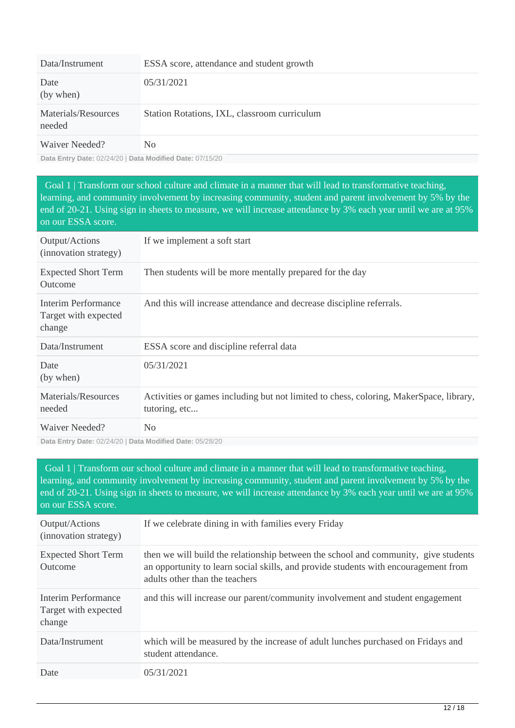| Data/Instrument | ESSA score, attendance and student growth |
|---|---|
| Date (by when) | 05/31/2021 |
| Materials/Resources needed | Station Rotations, IXL, classroom curriculum |
| Waiver Needed? | No |

**Data Entry Date:** 02/24/20 | **Data Modified Date:** 07/15/20

**Goal 1** | Transform our school culture and climate in a manner that will lead to transformative teaching, learning, and community involvement by increasing community, student and parent involvement by 5% by the end of 20-21. Using sign in sheets to measure, we will increase attendance by 3% each year until we are at 95% on our ESSA score.

| Output/Actions (innovation strategy) | If we implement a soft start |
|---|---|
| Expected Short Term Outcome | Then students will be more mentally prepared for the day |
| Interim Performance Target with expected change | And this will increase attendance and decrease discipline referrals. |
| Data/Instrument | ESSA score and discipline referral data |
| Date (by when) | 05/31/2021 |
| Materials/Resources needed | Activities or games including but not limited to chess, coloring, MakerSpace, library, tutoring, etc... |
| Waiver Needed? | No |

**Data Entry Date:** 02/24/20 | **Data Modified Date:** 05/28/20

**Goal 1** | Transform our school culture and climate in a manner that will lead to transformative teaching, learning, and community involvement by increasing community, student and parent involvement by 5% by the end of 20-21. Using sign in sheets to measure, we will increase attendance by 3% each year until we are at 95% on our ESSA score.

| Output/Actions (innovation strategy) | If we celebrate dining in with families every Friday |
|---|---|
| Expected Short Term Outcome | then we will build the relationship between the school and community, give students an opportunity to learn social skills, and provide students with encouragement from adults other than the teachers |
| Interim Performance Target with expected change | and this will increase our parent/community involvement and student engagement |
| Data/Instrument | which will be measured by the increase of adult lunches purchased on Fridays and student attendance. |
| Date | 05/31/2021 |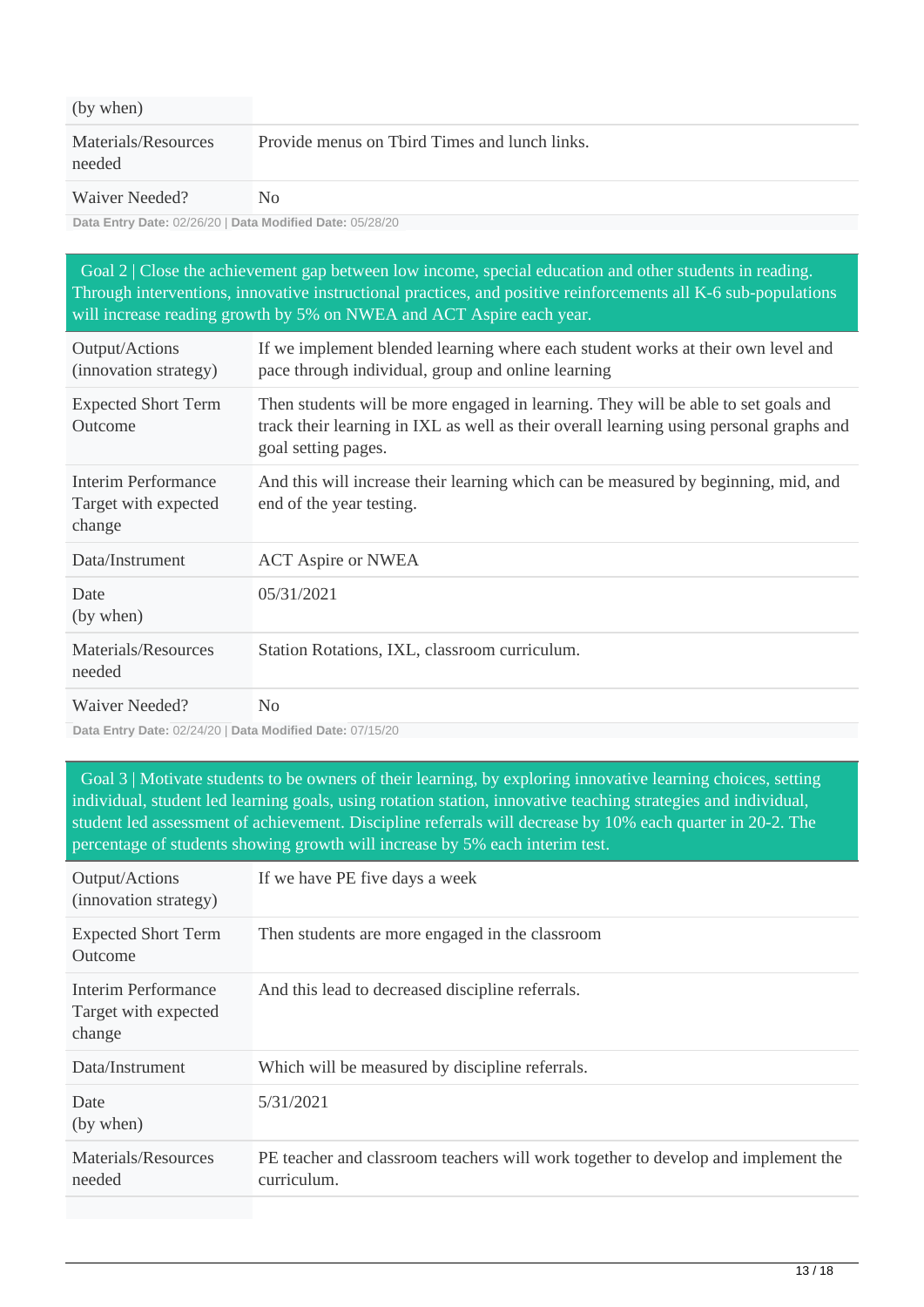| (by when) | |
|---|---|
| Materials/Resources needed | Provide menus on Tbird Times and lunch links. |
| Waiver Needed? | No |

**Data Entry Date:** 02/26/20 | **Data Modified Date:** 05/28/20

| Goal 2 \| Close the achievement gap between low income, special education and other students in reading. Through interventions, innovative instructional practices, and positive reinforcements all K-6 sub-populations will increase reading growth by 5% on NWEA and ACT Aspire each year. | |
|---|---|
| Output/Actions (innovation strategy) | If we implement blended learning where each student works at their own level and pace through individual, group and online learning |
| Expected Short Term Outcome | Then students will be more engaged in learning. They will be able to set goals and track their learning in IXL as well as their overall learning using personal graphs and goal setting pages. |
| Interim Performance Target with expected change | And this will increase their learning which can be measured by beginning, mid, and end of the year testing. |
| Data/Instrument | ACT Aspire or NWEA |
| Date (by when) | 05/31/2021 |
| Materials/Resources needed | Station Rotations, IXL, classroom curriculum. |
| Waiver Needed? | No |

**Data Entry Date:** 02/24/20 | **Data Modified Date:** 07/15/20

| Goal 3 \| Motivate students to be owners of their learning, by exploring innovative learning choices, setting individual, student led learning goals, using rotation station, innovative teaching strategies and individual, student led assessment of achievement. Discipline referrals will decrease by 10% each quarter in 20-2. The percentage of students showing growth will increase by 5% each interim test. | |
|---|---|
| Output/Actions (innovation strategy) | If we have PE five days a week |
| Expected Short Term Outcome | Then students are more engaged in the classroom |
| Interim Performance Target with expected change | And this lead to decreased discipline referrals. |
| Data/Instrument | Which will be measured by discipline referrals. |
| Date (by when) | 5/31/2021 |
| Materials/Resources needed | PE teacher and classroom teachers will work together to develop and implement the curriculum. |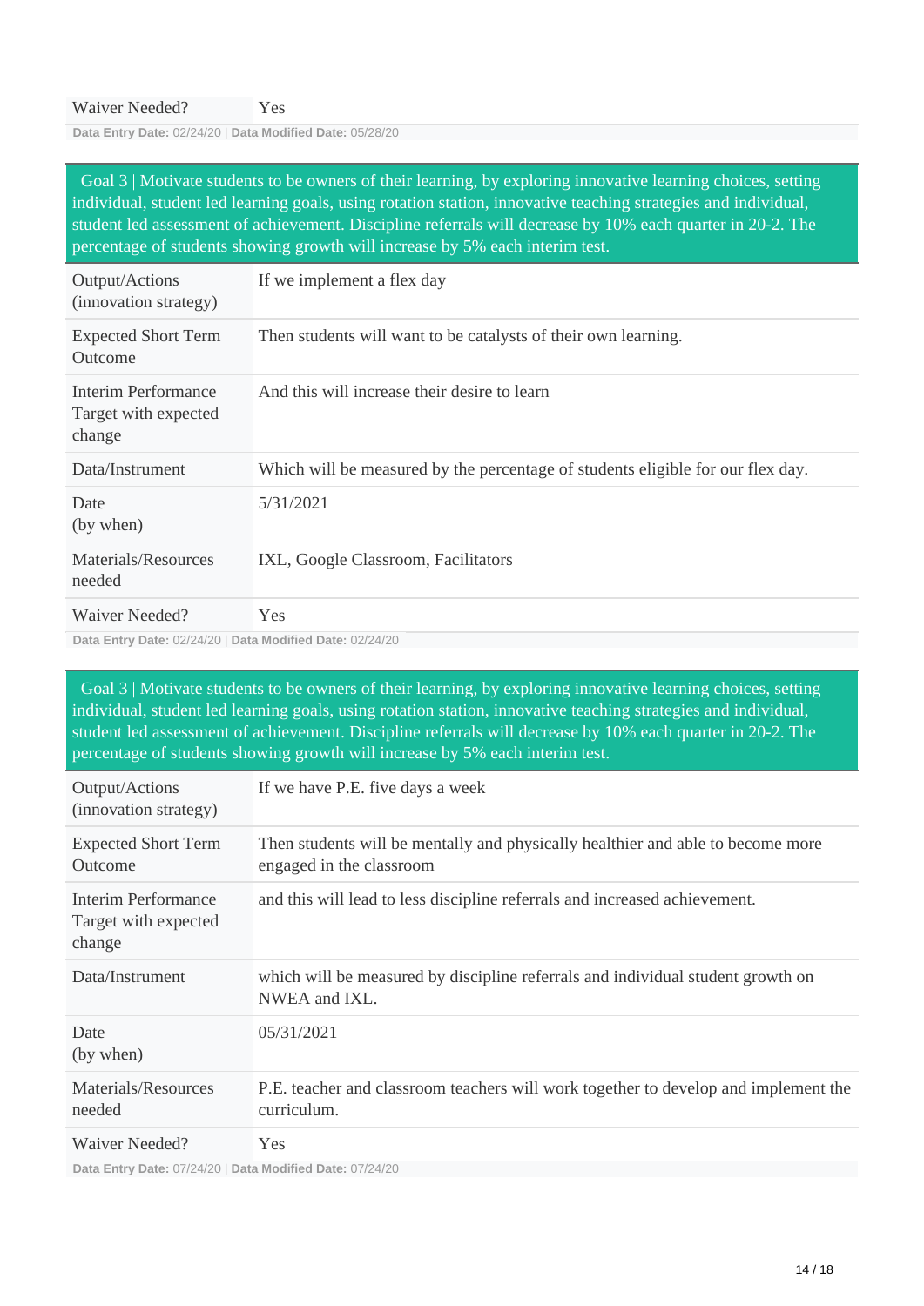| Waiver Needed? | Yes |
|---|---|

**Data Entry Date:** 02/24/20 | **Data Modified Date:** 05/28/20

| Goal 3 \| Motivate students to be owners of their learning, by exploring innovative learning choices, setting individual, student led learning goals, using rotation station, innovative teaching strategies and individual, student led assessment of achievement. Discipline referrals will decrease by 10% each quarter in 20-2. The percentage of students showing growth will increase by 5% each interim test. | |
|---|---|
| Output/Actions (innovation strategy) | If we implement a flex day |
| Expected Short Term Outcome | Then students will want to be catalysts of their own learning. |
| Interim Performance Target with expected change | And this will increase their desire to learn |
| Data/Instrument | Which will be measured by the percentage of students eligible for our flex day. |
| Date (by when) | 5/31/2021 |
| Materials/Resources needed | IXL, Google Classroom, Facilitators |
| Waiver Needed? | Yes |

**Data Entry Date:** 02/24/20 | **Data Modified Date:** 02/24/20

| Goal 3 \| Motivate students to be owners of their learning, by exploring innovative learning choices, setting individual, student led learning goals, using rotation station, innovative teaching strategies and individual, student led assessment of achievement. Discipline referrals will decrease by 10% each quarter in 20-2. The percentage of students showing growth will increase by 5% each interim test. | |
|---|---|
| Output/Actions (innovation strategy) | If we have P.E. five days a week |
| Expected Short Term Outcome | Then students will be mentally and physically healthier and able to become more engaged in the classroom |
| Interim Performance Target with expected change | and this will lead to less discipline referrals and increased achievement. |
| Data/Instrument | which will be measured by discipline referrals and individual student growth on NWEA and IXL. |
| Date (by when) | 05/31/2021 |
| Materials/Resources needed | P.E. teacher and classroom teachers will work together to develop and implement the curriculum. |
| Waiver Needed? | Yes |

**Data Entry Date:** 07/24/20 | **Data Modified Date:** 07/24/20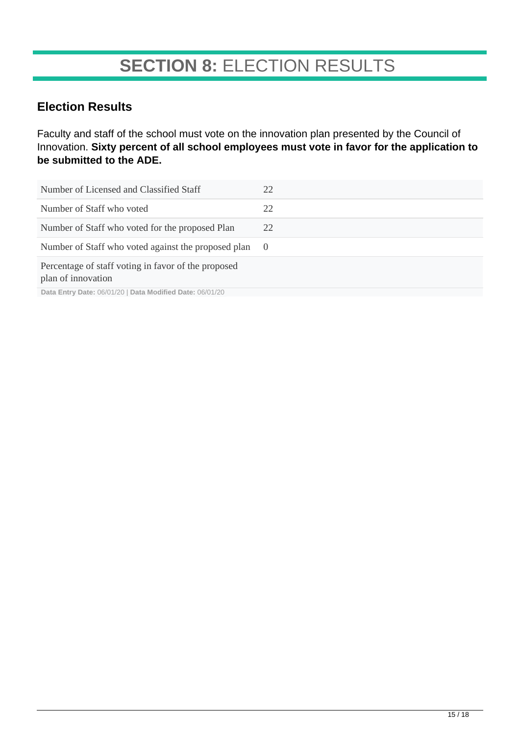# **SECTION 8:** ELECTION RESULTS

## Election Results

Faculty and staff of the school must vote on the innovation plan presented by the Council of Innovation. **Sixty percent of all school employees must vote in favor for the application to be submitted to the ADE.**

| | |
|---|---|
| Number of Licensed and Classified Staff | 22 |
| Number of Staff who voted | 22 |
| Number of Staff who voted for the proposed Plan | 22 |
| Number of Staff who voted against the proposed plan | 0 |
| Percentage of staff voting in favor of the proposed plan of innovation | |

**Data Entry Date:** 06/01/20 | **Data Modified Date:** 06/01/20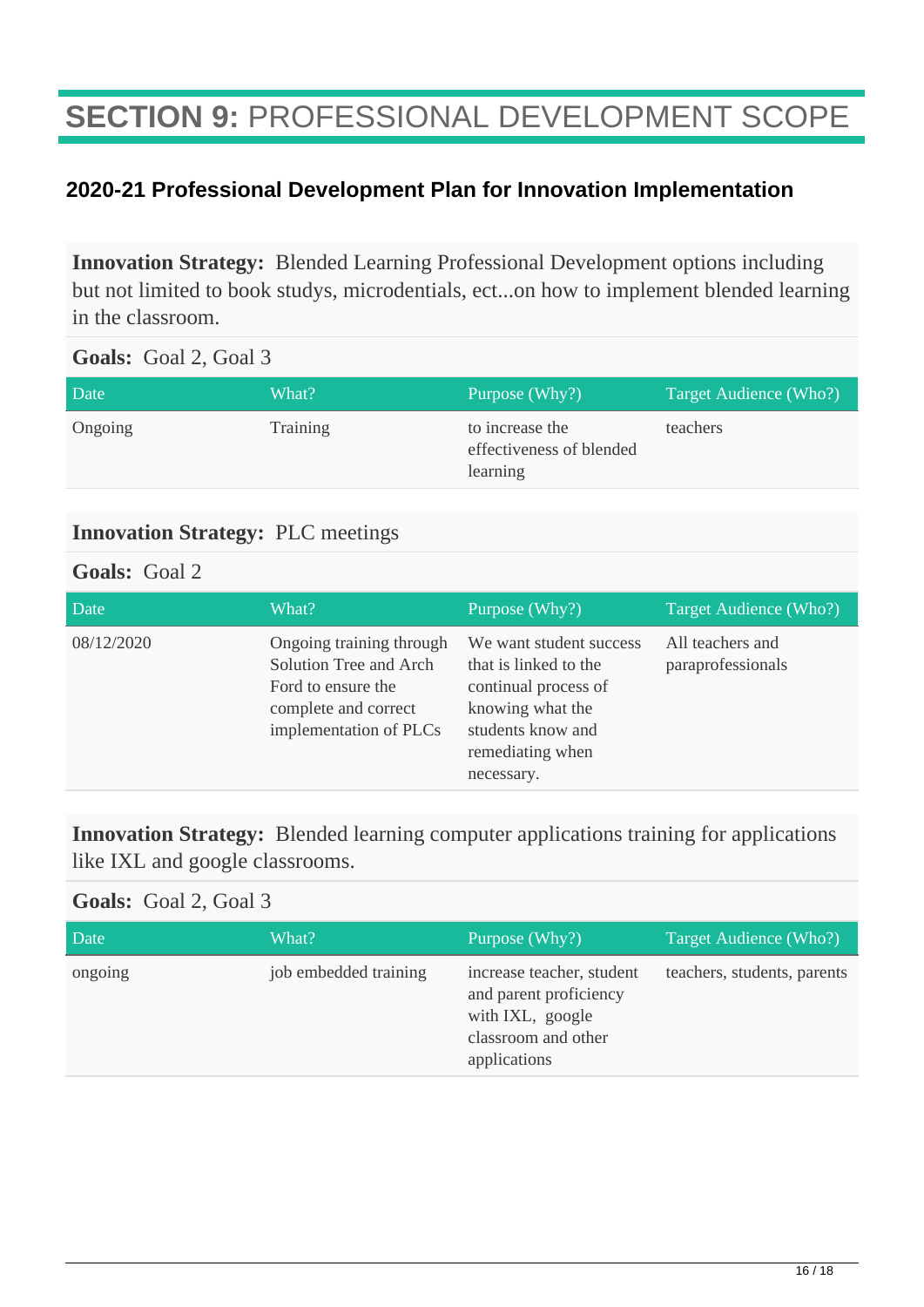# **SECTION 9:** PROFESSIONAL DEVELOPMENT SCOPE

## 2020-21 Professional Development Plan for Innovation Implementation

**Innovation Strategy:** Blended Learning Professional Development options including but not limited to book studys, microdentials, ect...on how to implement blended learning in the classroom.

**Goals:** Goal 2, Goal 3

| Date | What? | Purpose (Why?) | Target Audience (Who?) |
|---|---|---|---|
| Ongoing | Training | to increase the effectiveness of blended learning | teachers |

**Innovation Strategy:** PLC meetings

**Goals:** Goal 2

| Date | What? | Purpose (Why?) | Target Audience (Who?) |
|---|---|---|---|
| 08/12/2020 | Ongoing training through Solution Tree and Arch Ford to ensure the complete and correct implementation of PLCs | We want student success that is linked to the continual process of knowing what the students know and remediating when necessary. | All teachers and paraprofessionals |

**Innovation Strategy:** Blended learning computer applications training for applications like IXL and google classrooms.

**Goals:** Goal 2, Goal 3

| Date | What? | Purpose (Why?) | Target Audience (Who?) |
|---|---|---|---|
| ongoing | job embedded training | increase teacher, student and parent proficiency with IXL, google classroom and other applications | teachers, students, parents |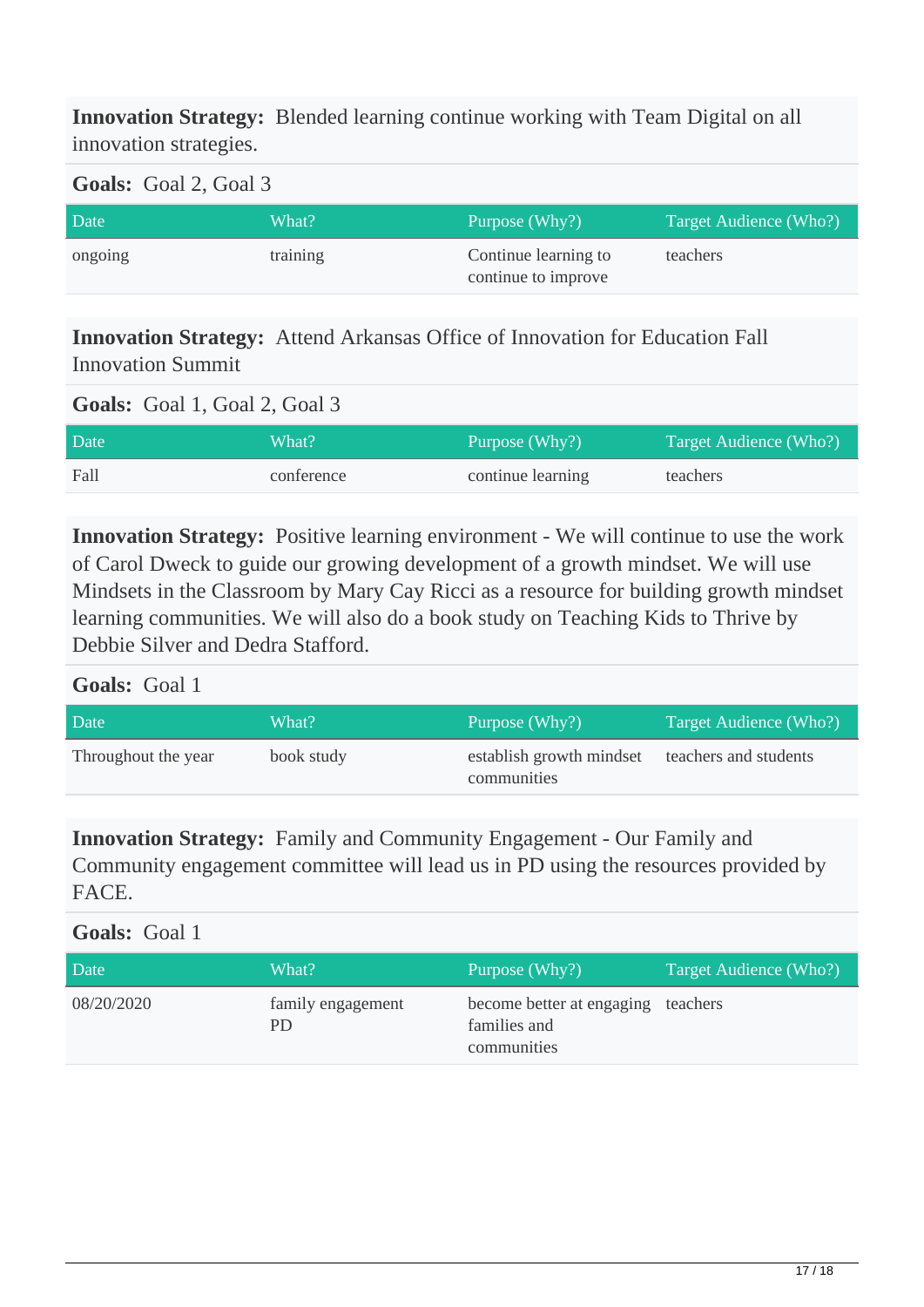**Innovation Strategy:** Blended learning continue working with Team Digital on all innovation strategies.

**Goals:** Goal 2, Goal 3

| Date | What? | Purpose (Why?) | Target Audience (Who?) |
|---|---|---|---|
| ongoing | training | Continue learning to continue to improve | teachers |

**Innovation Strategy:** Attend Arkansas Office of Innovation for Education Fall Innovation Summit

**Goals:** Goal 1, Goal 2, Goal 3

| Date | What? | Purpose (Why?) | Target Audience (Who?) |
|---|---|---|---|
| Fall | conference | continue learning | teachers |

**Innovation Strategy:** Positive learning environment - We will continue to use the work of Carol Dweck to guide our growing development of a growth mindset. We will use Mindsets in the Classroom by Mary Cay Ricci as a resource for building growth mindset learning communities. We will also do a book study on Teaching Kids to Thrive by Debbie Silver and Dedra Stafford.

**Goals:** Goal 1

| Date | What? | Purpose (Why?) | Target Audience (Who?) |
|---|---|---|---|
| Throughout the year | book study | establish growth mindset communities | teachers and students |

**Innovation Strategy:** Family and Community Engagement - Our Family and Community engagement committee will lead us in PD using the resources provided by FACE.

**Goals:** Goal 1

| Date | What? | Purpose (Why?) | Target Audience (Who?) |
|---|---|---|---|
| 08/20/2020 | family engagement PD | become better at engaging families and communities | teachers |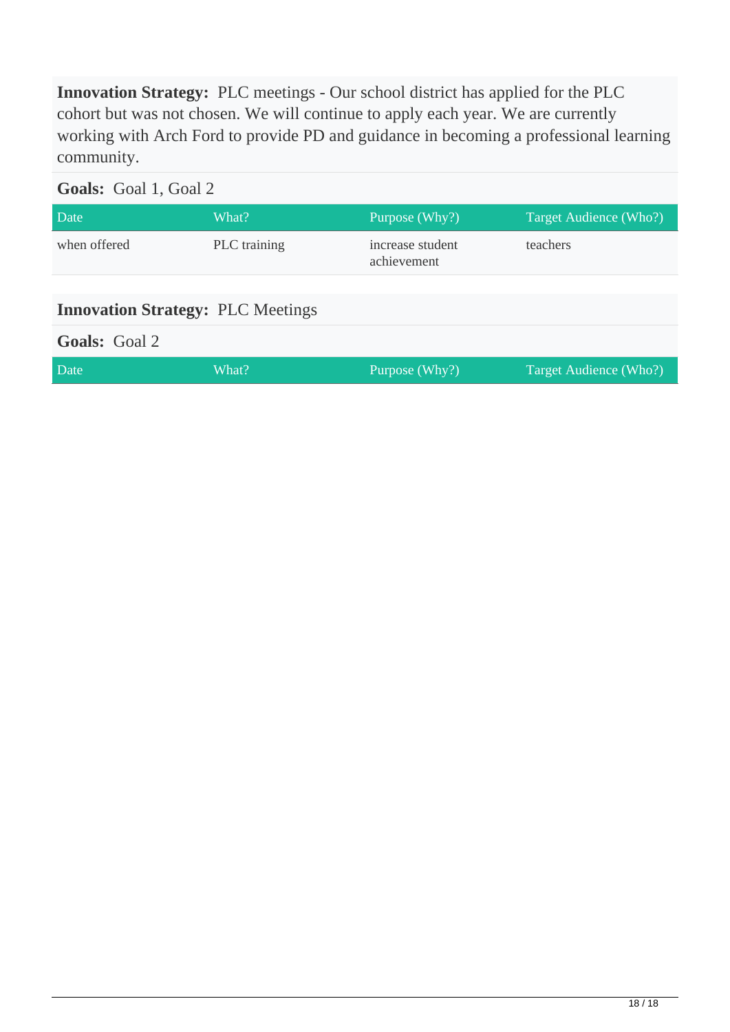**Innovation Strategy:** PLC meetings - Our school district has applied for the PLC cohort but was not chosen. We will continue to apply each year. We are currently working with Arch Ford to provide PD and guidance in becoming a professional learning community.

**Goals:** Goal 1, Goal 2

| Date | What? | Purpose (Why?) | Target Audience (Who?) |
| --- | --- | --- | --- |
| when offered | PLC training | increase student achievement | teachers |

**Innovation Strategy:** PLC Meetings

**Goals:** Goal 2

| Date | What? | Purpose (Why?) | Target Audience (Who?) |
| --- | --- | --- | --- |